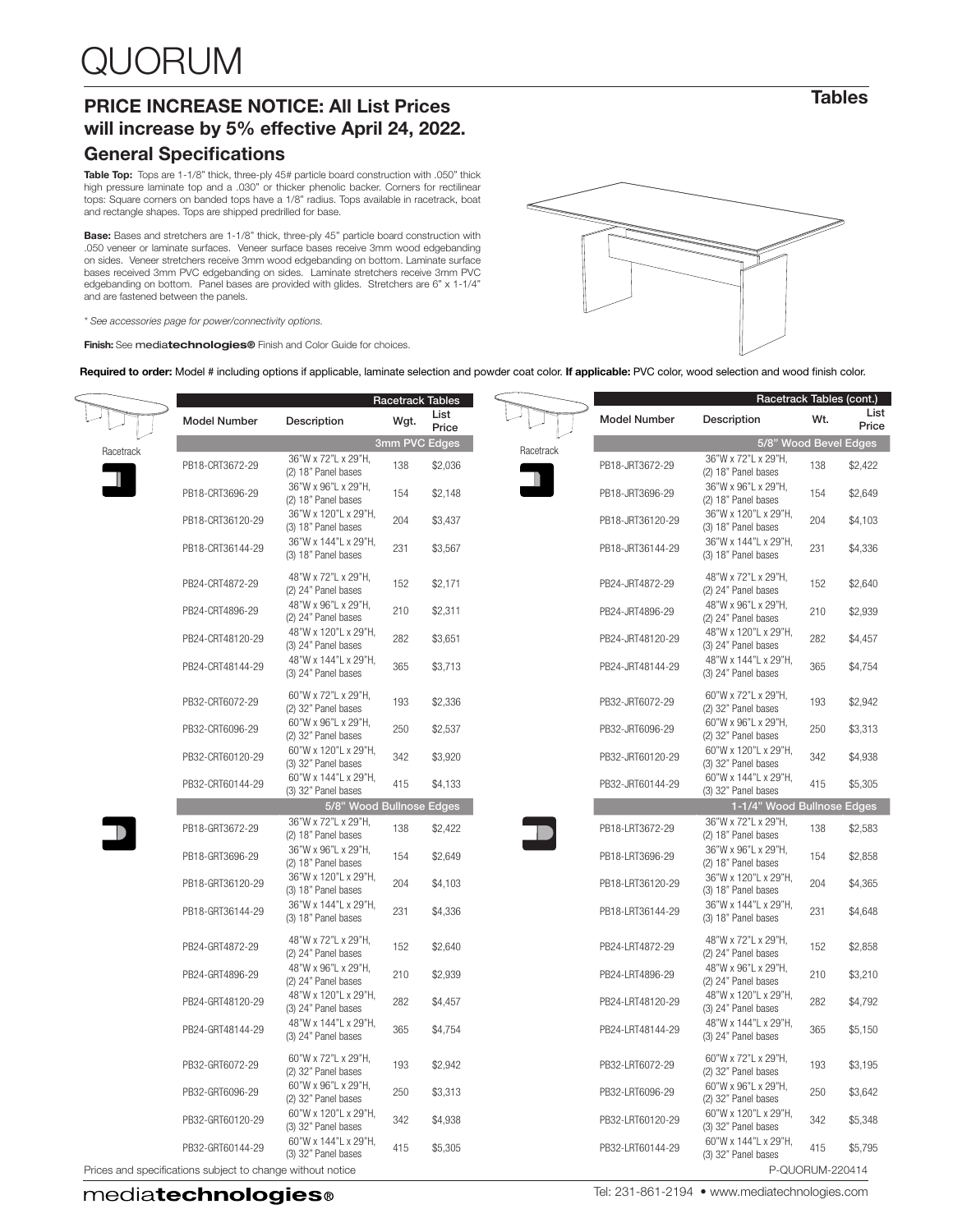# QUORUM

## Tables

## PRICE INCREASE NOTICE: All List Prices will increase by 5% effective April 24, 2022.

### General Specifications

**Table Top:** Tops are 1-1/8" thick, three-ply 45# particle board construction with .050" thick high pressure laminate top and a .030" or thicker phenolic backer. Corners for rectilinear tops: Square corners on banded tops have a 1/8" radius. Tops available in racetrack, boat and rectangle shapes. Tops are shipped predrilled for base.

**Base:** Bases and stretchers are 1-1/8" thick, three-ply 45" particle board construction with .050 veneer or laminate surfaces. Veneer surface bases receive 3mm wood edgebanding on sides. Veneer stretchers receive 3mm wood edgebanding on bottom. Laminate surface bases received 3mm PVC edgebanding on sides. Laminate stretchers receive 3mm PVC edgebanding on bottom. Panel bases are provided with glides. Stretchers are 6" x 1-1/4" and are fastened between the panels.

*\* See accessories page for power/connectivity options.*

**Finish:** See mediatechnologies® Finish and Color Guide for choices.

**Required to order:** Model # including options if applicable, laminate selection and powder coat color. **If applicable:** PVC color, wood selection and wood finish color.

### Racetrack Tables

Racetrack

| Model Number | Description | Wgt. | List Price |
|---|---|---|---|
| **3mm PVC Edges** | | | |
| PB18-CRT3672-29 | 36"W x 72"L x 29"H, (2) 18" Panel bases | 138 | $2,036 |
| PB18-CRT3696-29 | 36"W x 96"L x 29"H, (2) 18" Panel bases | 154 | $2,148 |
| PB18-CRT36120-29 | 36"W x 120"L x 29"H, (3) 18" Panel bases | 204 | $3,437 |
| PB18-CRT36144-29 | 36"W x 144"L x 29"H, (3) 18" Panel bases | 231 | $3,567 |
| PB24-CRT4872-29 | 48"W x 72"L x 29"H, (2) 24" Panel bases | 152 | $2,171 |
| PB24-CRT4896-29 | 48"W x 96"L x 29"H, (2) 24" Panel bases | 210 | $2,311 |
| PB24-CRT48120-29 | 48"W x 120"L x 29"H, (3) 24" Panel bases | 282 | $3,651 |
| PB24-CRT48144-29 | 48"W x 144"L x 29"H, (3) 24" Panel bases | 365 | $3,713 |
| PB32-CRT6072-29 | 60"W x 72"L x 29"H, (2) 32" Panel bases | 193 | $2,336 |
| PB32-CRT6096-29 | 60"W x 96"L x 29"H, (2) 32" Panel bases | 250 | $2,537 |
| PB32-CRT60120-29 | 60"W x 120"L x 29"H, (3) 32" Panel bases | 342 | $3,920 |
| PB32-CRT60144-29 | 60"W x 144"L x 29"H, (3) 32" Panel bases | 415 | $4,133 |
| **5/8" Wood Bullnose Edges** | | | |
| PB18-GRT3672-29 | 36"W x 72"L x 29"H, (2) 18" Panel bases | 138 | $2,422 |
| PB18-GRT3696-29 | 36"W x 96"L x 29"H, (2) 18" Panel bases | 154 | $2,649 |
| PB18-GRT36120-29 | 36"W x 120"L x 29"H, (3) 18" Panel bases | 204 | $4,103 |
| PB18-GRT36144-29 | 36"W x 144"L x 29"H, (3) 18" Panel bases | 231 | $4,336 |
| PB24-GRT4872-29 | 48"W x 72"L x 29"H, (2) 24" Panel bases | 152 | $2,640 |
| PB24-GRT4896-29 | 48"W x 96"L x 29"H, (2) 24" Panel bases | 210 | $2,939 |
| PB24-GRT48120-29 | 48"W x 120"L x 29"H, (3) 24" Panel bases | 282 | $4,457 |
| PB24-GRT48144-29 | 48"W x 144"L x 29"H, (3) 24" Panel bases | 365 | $4,754 |
| PB32-GRT6072-29 | 60"W x 72"L x 29"H, (2) 32" Panel bases | 193 | $2,942 |
| PB32-GRT6096-29 | 60"W x 96"L x 29"H, (2) 32" Panel bases | 250 | $3,313 |
| PB32-GRT60120-29 | 60"W x 120"L x 29"H, (3) 32" Panel bases | 342 | $4,938 |
| PB32-GRT60144-29 | 60"W x 144"L x 29"H, (3) 32" Panel bases | 415 | $5,305 |

### Racetrack Tables (cont.)

Racetrack

| Model Number | Description | Wt. | List Price |
|---|---|---|---|
| **5/8" Wood Bevel Edges** | | | |
| PB18-JRT3672-29 | 36"W x 72"L x 29"H, (2) 18" Panel bases | 138 | $2,422 |
| PB18-JRT3696-29 | 36"W x 96"L x 29"H, (2) 18" Panel bases | 154 | $2,649 |
| PB18-JRT36120-29 | 36"W x 120"L x 29"H, (3) 18" Panel bases | 204 | $4,103 |
| PB18-JRT36144-29 | 36"W x 144"L x 29"H, (3) 18" Panel bases | 231 | $4,336 |
| PB24-JRT4872-29 | 48"W x 72"L x 29"H, (2) 24" Panel bases | 152 | $2,640 |
| PB24-JRT4896-29 | 48"W x 96"L x 29"H, (2) 24" Panel bases | 210 | $2,939 |
| PB24-JRT48120-29 | 48"W x 120"L x 29"H, (3) 24" Panel bases | 282 | $4,457 |
| PB24-JRT48144-29 | 48"W x 144"L x 29"H, (3) 24" Panel bases | 365 | $4,754 |
| PB32-JRT6072-29 | 60"W x 72"L x 29"H, (2) 32" Panel bases | 193 | $2,942 |
| PB32-JRT6096-29 | 60"W x 96"L x 29"H, (2) 32" Panel bases | 250 | $3,313 |
| PB32-JRT60120-29 | 60"W x 120"L x 29"H, (3) 32" Panel bases | 342 | $4,938 |
| PB32-JRT60144-29 | 60"W x 144"L x 29"H, (3) 32" Panel bases | 415 | $5,305 |
| **1-1/4" Wood Bullnose Edges** | | | |
| PB18-LRT3672-29 | 36"W x 72"L x 29"H, (2) 18" Panel bases | 138 | $2,583 |
| PB18-LRT3696-29 | 36"W x 96"L x 29"H, (2) 18" Panel bases | 154 | $2,858 |
| PB18-LRT36120-29 | 36"W x 120"L x 29"H, (3) 18" Panel bases | 204 | $4,365 |
| PB18-LRT36144-29 | 36"W x 144"L x 29"H, (3) 18" Panel bases | 231 | $4,648 |
| PB24-LRT4872-29 | 48"W x 72"L x 29"H, (2) 24" Panel bases | 152 | $2,858 |
| PB24-LRT4896-29 | 48"W x 96"L x 29"H, (2) 24" Panel bases | 210 | $3,210 |
| PB24-LRT48120-29 | 48"W x 120"L x 29"H, (3) 24" Panel bases | 282 | $4,792 |
| PB24-LRT48144-29 | 48"W x 144"L x 29"H, (3) 24" Panel bases | 365 | $5,150 |
| PB32-LRT6072-29 | 60"W x 72"L x 29"H, (2) 32" Panel bases | 193 | $3,195 |
| PB32-LRT6096-29 | 60"W x 96"L x 29"H, (2) 32" Panel bases | 250 | $3,642 |
| PB32-LRT60120-29 | 60"W x 120"L x 29"H, (3) 32" Panel bases | 342 | $5,348 |
| PB32-LRT60144-29 | 60"W x 144"L x 29"H, (3) 32" Panel bases | 415 | $5,795 |

Prices and specifications subject to change without notice

P-QUORUM-220414

mediatechnologies®

Tel: 231-861-2194 • www.mediatechnologies.com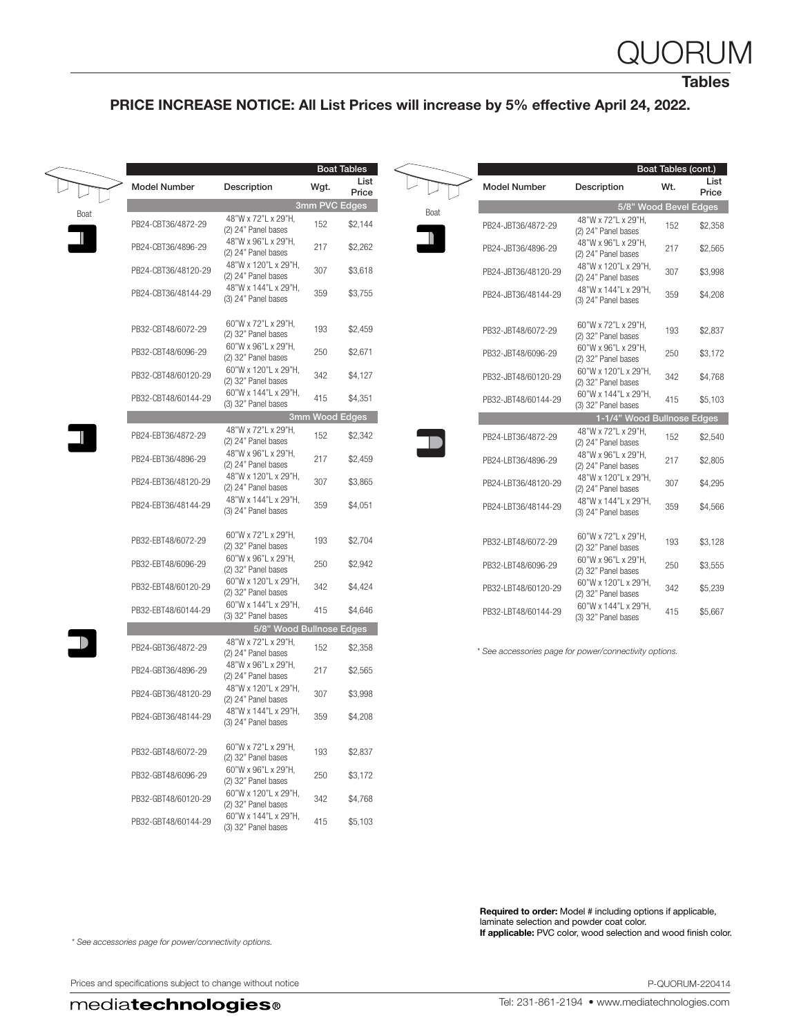# QUORUM

## Tables

**PRICE INCREASE NOTICE: All List Prices will increase by 5% effective April 24, 2022.**

### Boat Tables

Boat

| Model Number | Description | Wgt. | List Price |
|---|---|---|---|
| **3mm PVC Edges** | | | |
| PB24-CBT36/4872-29 | 48"W x 72"L x 29"H, (2) 24" Panel bases | 152 | $2,144 |
| PB24-CBT36/4896-29 | 48"W x 96"L x 29"H, (2) 24" Panel bases | 217 | $2,262 |
| PB24-CBT36/48120-29 | 48"W x 120"L x 29"H, (2) 24" Panel bases | 307 | $3,618 |
| PB24-CBT36/48144-29 | 48"W x 144"L x 29"H, (3) 24" Panel bases | 359 | $3,755 |
| PB32-CBT48/6072-29 | 60"W x 72"L x 29"H, (2) 32" Panel bases | 193 | $2,459 |
| PB32-CBT48/6096-29 | 60"W x 96"L x 29"H, (2) 32" Panel bases | 250 | $2,671 |
| PB32-CBT48/60120-29 | 60"W x 120"L x 29"H, (2) 32" Panel bases | 342 | $4,127 |
| PB32-CBT48/60144-29 | 60"W x 144"L x 29"H, (3) 32" Panel bases | 415 | $4,351 |
| **3mm Wood Edges** | | | |
| PB24-EBT36/4872-29 | 48"W x 72"L x 29"H, (2) 24" Panel bases | 152 | $2,342 |
| PB24-EBT36/4896-29 | 48"W x 96"L x 29"H, (2) 24" Panel bases | 217 | $2,459 |
| PB24-EBT36/48120-29 | 48"W x 120"L x 29"H, (2) 24" Panel bases | 307 | $3,865 |
| PB24-EBT36/48144-29 | 48"W x 144"L x 29"H, (3) 24" Panel bases | 359 | $4,051 |
| PB32-EBT48/6072-29 | 60"W x 72"L x 29"H, (2) 32" Panel bases | 193 | $2,704 |
| PB32-EBT48/6096-29 | 60"W x 96"L x 29"H, (2) 32" Panel bases | 250 | $2,942 |
| PB32-EBT48/60120-29 | 60"W x 120"L x 29"H, (2) 32" Panel bases | 342 | $4,424 |
| PB32-EBT48/60144-29 | 60"W x 144"L x 29"H, (3) 32" Panel bases | 415 | $4,646 |
| **5/8" Wood Bullnose Edges** | | | |
| PB24-GBT36/4872-29 | 48"W x 72"L x 29"H, (2) 24" Panel bases | 152 | $2,358 |
| PB24-GBT36/4896-29 | 48"W x 96"L x 29"H, (2) 24" Panel bases | 217 | $2,565 |
| PB24-GBT36/48120-29 | 48"W x 120"L x 29"H, (2) 24" Panel bases | 307 | $3,998 |
| PB24-GBT36/48144-29 | 48"W x 144"L x 29"H, (3) 24" Panel bases | 359 | $4,208 |
| PB32-GBT48/6072-29 | 60"W x 72"L x 29"H, (2) 32" Panel bases | 193 | $2,837 |
| PB32-GBT48/6096-29 | 60"W x 96"L x 29"H, (2) 32" Panel bases | 250 | $3,172 |
| PB32-GBT48/60120-29 | 60"W x 120"L x 29"H, (2) 32" Panel bases | 342 | $4,768 |
| PB32-GBT48/60144-29 | 60"W x 144"L x 29"H, (3) 32" Panel bases | 415 | $5,103 |

*\* See accessories page for power/connectivity options.*

### Boat Tables (cont.)

Boat

| Model Number | Description | Wt. | List Price |
|---|---|---|---|
| **5/8" Wood Bevel Edges** | | | |
| PB24-JBT36/4872-29 | 48"W x 72"L x 29"H, (2) 24" Panel bases | 152 | $2,358 |
| PB24-JBT36/4896-29 | 48"W x 96"L x 29"H, (2) 24" Panel bases | 217 | $2,565 |
| PB24-JBT36/48120-29 | 48"W x 120"L x 29"H, (2) 24" Panel bases | 307 | $3,998 |
| PB24-JBT36/48144-29 | 48"W x 144"L x 29"H, (3) 24" Panel bases | 359 | $4,208 |
| PB32-JBT48/6072-29 | 60"W x 72"L x 29"H, (2) 32" Panel bases | 193 | $2,837 |
| PB32-JBT48/6096-29 | 60"W x 96"L x 29"H, (2) 32" Panel bases | 250 | $3,172 |
| PB32-JBT48/60120-29 | 60"W x 120"L x 29"H, (2) 32" Panel bases | 342 | $4,768 |
| PB32-JBT48/60144-29 | 60"W x 144"L x 29"H, (3) 32" Panel bases | 415 | $5,103 |
| **1-1/4" Wood Bullnose Edges** | | | |
| PB24-LBT36/4872-29 | 48"W x 72"L x 29"H, (2) 24" Panel bases | 152 | $2,540 |
| PB24-LBT36/4896-29 | 48"W x 96"L x 29"H, (2) 24" Panel bases | 217 | $2,805 |
| PB24-LBT36/48120-29 | 48"W x 120"L x 29"H, (2) 24" Panel bases | 307 | $4,295 |
| PB24-LBT36/48144-29 | 48"W x 144"L x 29"H, (3) 24" Panel bases | 359 | $4,566 |
| PB32-LBT48/6072-29 | 60"W x 72"L x 29"H, (2) 32" Panel bases | 193 | $3,128 |
| PB32-LBT48/6096-29 | 60"W x 96"L x 29"H, (2) 32" Panel bases | 250 | $3,555 |
| PB32-LBT48/60120-29 | 60"W x 120"L x 29"H, (2) 32" Panel bases | 342 | $5,239 |
| PB32-LBT48/60144-29 | 60"W x 144"L x 29"H, (3) 32" Panel bases | 415 | $5,667 |

*\* See accessories page for power/connectivity options.*

**Required to order:** Model # including options if applicable, laminate selection and powder coat color.
**If applicable:** PVC color, wood selection and wood finish color.

Prices and specifications subject to change without notice

P-QUORUM-220414

media**technologies**®

Tel: 231-861-2194 • www.mediatechnologies.com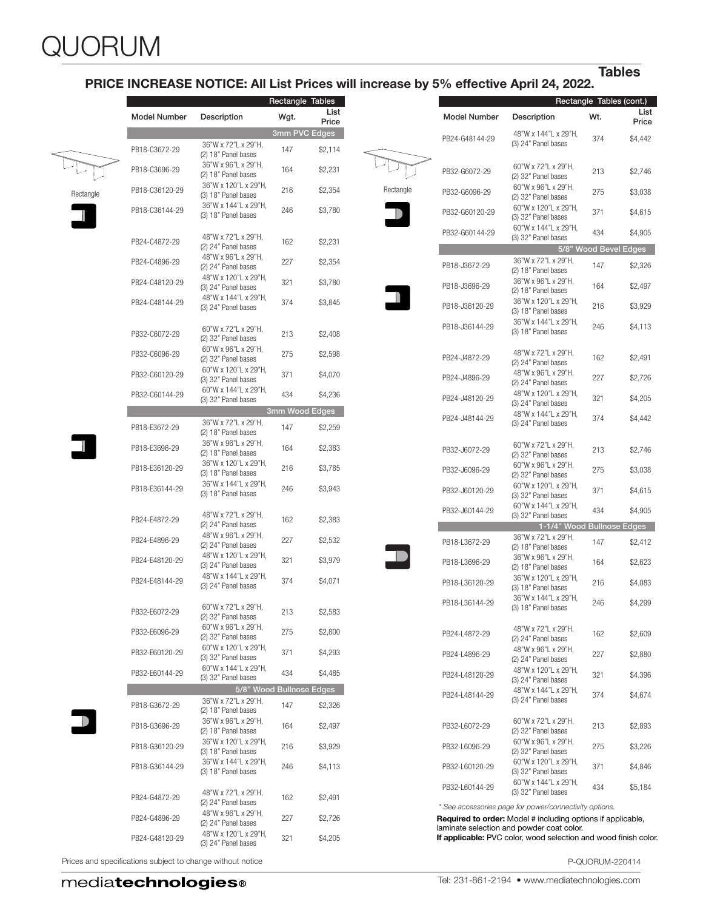# QUORUM

## Tables

**PRICE INCREASE NOTICE: All List Prices will increase by 5% effective April 24, 2022.**

Rectangle

| Rectangle Tables | | | |
|---|---|---|---|
| **Model Number** | **Description** | **Wgt.** | **List Price** |
| **3mm PVC Edges** | | | |
| PB18-C3672-29 | 36"W x 72"L x 29"H, (2) 18" Panel bases | 147 | $2,114 |
| PB18-C3696-29 | 36"W x 96"L x 29"H, (2) 18" Panel bases | 164 | $2,231 |
| PB18-C36120-29 | 36"W x 120"L x 29"H, (3) 18" Panel bases | 216 | $2,354 |
| PB18-C36144-29 | 36"W x 144"L x 29"H, (3) 18" Panel bases | 246 | $3,780 |
| PB24-C4872-29 | 48"W x 72"L x 29"H, (2) 24" Panel bases | 162 | $2,231 |
| PB24-C4896-29 | 48"W x 96"L x 29"H, (2) 24" Panel bases | 227 | $2,354 |
| PB24-C48120-29 | 48"W x 120"L x 29"H, (3) 24" Panel bases | 321 | $3,780 |
| PB24-C48144-29 | 48"W x 144"L x 29"H, (3) 24" Panel bases | 374 | $3,845 |
| PB32-C6072-29 | 60"W x 72"L x 29"H, (2) 32" Panel bases | 213 | $2,408 |
| PB32-C6096-29 | 60"W x 96"L x 29"H, (2) 32" Panel bases | 275 | $2,598 |
| PB32-C60120-29 | 60"W x 120"L x 29"H, (3) 32" Panel bases | 371 | $4,070 |
| PB32-C60144-29 | 60"W x 144"L x 29"H, (3) 32" Panel bases | 434 | $4,236 |
| **3mm Wood Edges** | | | |
| PB18-E3672-29 | 36"W x 72"L x 29"H, (2) 18" Panel bases | 147 | $2,259 |
| PB18-E3696-29 | 36"W x 96"L x 29"H, (2) 18" Panel bases | 164 | $2,383 |
| PB18-E36120-29 | 36"W x 120"L x 29"H, (3) 18" Panel bases | 216 | $3,785 |
| PB18-E36144-29 | 36"W x 144"L x 29"H, (3) 18" Panel bases | 246 | $3,943 |
| PB24-E4872-29 | 48"W x 72"L x 29"H, (2) 24" Panel bases | 162 | $2,383 |
| PB24-E4896-29 | 48"W x 96"L x 29"H, (2) 24" Panel bases | 227 | $2,532 |
| PB24-E48120-29 | 48"W x 120"L x 29"H, (3) 24" Panel bases | 321 | $3,979 |
| PB24-E48144-29 | 48"W x 144"L x 29"H, (3) 24" Panel bases | 374 | $4,071 |
| PB32-E6072-29 | 60"W x 72"L x 29"H, (2) 32" Panel bases | 213 | $2,583 |
| PB32-E6096-29 | 60"W x 96"L x 29"H, (2) 32" Panel bases | 275 | $2,800 |
| PB32-E60120-29 | 60"W x 120"L x 29"H, (3) 32" Panel bases | 371 | $4,293 |
| PB32-E60144-29 | 60"W x 144"L x 29"H, (3) 32" Panel bases | 434 | $4,485 |
| **5/8" Wood Bullnose Edges** | | | |
| PB18-G3672-29 | 36"W x 72"L x 29"H, (2) 18" Panel bases | 147 | $2,326 |
| PB18-G3696-29 | 36"W x 96"L x 29"H, (2) 18" Panel bases | 164 | $2,497 |
| PB18-G36120-29 | 36"W x 120"L x 29"H, (3) 18" Panel bases | 216 | $3,929 |
| PB18-G36144-29 | 36"W x 144"L x 29"H, (3) 18" Panel bases | 246 | $4,113 |
| PB24-G4872-29 | 48"W x 72"L x 29"H, (2) 24" Panel bases | 162 | $2,491 |
| PB24-G4896-29 | 48"W x 96"L x 29"H, (2) 24" Panel bases | 227 | $2,726 |
| PB24-G48120-29 | 48"W x 120"L x 29"H, (3) 24" Panel bases | 321 | $4,205 |

| Rectangle Tables (cont.) | | | |
|---|---|---|---|
| **Model Number** | **Description** | **Wt.** | **List Price** |
| PB24-G48144-29 | 48"W x 144"L x 29"H, (3) 24" Panel bases | 374 | $4,442 |
| PB32-G6072-29 | 60"W x 72"L x 29"H, (2) 32" Panel bases | 213 | $2,746 |
| PB32-G6096-29 | 60"W x 96"L x 29"H, (2) 32" Panel bases | 275 | $3,038 |
| PB32-G60120-29 | 60"W x 120"L x 29"H, (3) 32" Panel bases | 371 | $4,615 |
| PB32-G60144-29 | 60"W x 144"L x 29"H, (3) 32" Panel bases | 434 | $4,905 |
| **5/8" Wood Bevel Edges** | | | |
| PB18-J3672-29 | 36"W x 72"L x 29"H, (2) 18" Panel bases | 147 | $2,326 |
| PB18-J3696-29 | 36"W x 96"L x 29"H, (2) 18" Panel bases | 164 | $2,497 |
| PB18-J36120-29 | 36"W x 120"L x 29"H, (3) 18" Panel bases | 216 | $3,929 |
| PB18-J36144-29 | 36"W x 144"L x 29"H, (3) 18" Panel bases | 246 | $4,113 |
| PB24-J4872-29 | 48"W x 72"L x 29"H, (2) 24" Panel bases | 162 | $2,491 |
| PB24-J4896-29 | 48"W x 96"L x 29"H, (2) 24" Panel bases | 227 | $2,726 |
| PB24-J48120-29 | 48"W x 120"L x 29"H, (3) 24" Panel bases | 321 | $4,205 |
| PB24-J48144-29 | 48"W x 144"L x 29"H, (3) 24" Panel bases | 374 | $4,442 |
| PB32-J6072-29 | 60"W x 72"L x 29"H, (2) 32" Panel bases | 213 | $2,746 |
| PB32-J6096-29 | 60"W x 96"L x 29"H, (2) 32" Panel bases | 275 | $3,038 |
| PB32-J60120-29 | 60"W x 120"L x 29"H, (3) 32" Panel bases | 371 | $4,615 |
| PB32-J60144-29 | 60"W x 144"L x 29"H, (3) 32" Panel bases | 434 | $4,905 |
| **1-1/4" Wood Bullnose Edges** | | | |
| PB18-L3672-29 | 36"W x 72"L x 29"H, (2) 18" Panel bases | 147 | $2,412 |
| PB18-L3696-29 | 36"W x 96"L x 29"H, (2) 18" Panel bases | 164 | $2,623 |
| PB18-L36120-29 | 36"W x 120"L x 29"H, (3) 18" Panel bases | 216 | $4,083 |
| PB18-L36144-29 | 36"W x 144"L x 29"H, (3) 18" Panel bases | 246 | $4,299 |
| PB24-L4872-29 | 48"W x 72"L x 29"H, (2) 24" Panel bases | 162 | $2,609 |
| PB24-L4896-29 | 48"W x 96"L x 29"H, (2) 24" Panel bases | 227 | $2,880 |
| PB24-L48120-29 | 48"W x 120"L x 29"H, (3) 24" Panel bases | 321 | $4,396 |
| PB24-L48144-29 | 48"W x 144"L x 29"H, (3) 24" Panel bases | 374 | $4,674 |
| PB32-L6072-29 | 60"W x 72"L x 29"H, (2) 32" Panel bases | 213 | $2,893 |
| PB32-L6096-29 | 60"W x 96"L x 29"H, (2) 32" Panel bases | 275 | $3,226 |
| PB32-L60120-29 | 60"W x 120"L x 29"H, (3) 32" Panel bases | 371 | $4,846 |
| PB32-L60144-29 | 60"W x 144"L x 29"H, (3) 32" Panel bases | 434 | $5,184 |

*\* See accessories page for power/connectivity options.*

**Required to order:** Model # including options if applicable, laminate selection and powder coat color.

**If applicable:** PVC color, wood selection and wood finish color.

Prices and specifications subject to change without notice

P-QUORUM-220414

mediatechnologies®

Tel: 231-861-2194 • www.mediatechnologies.com